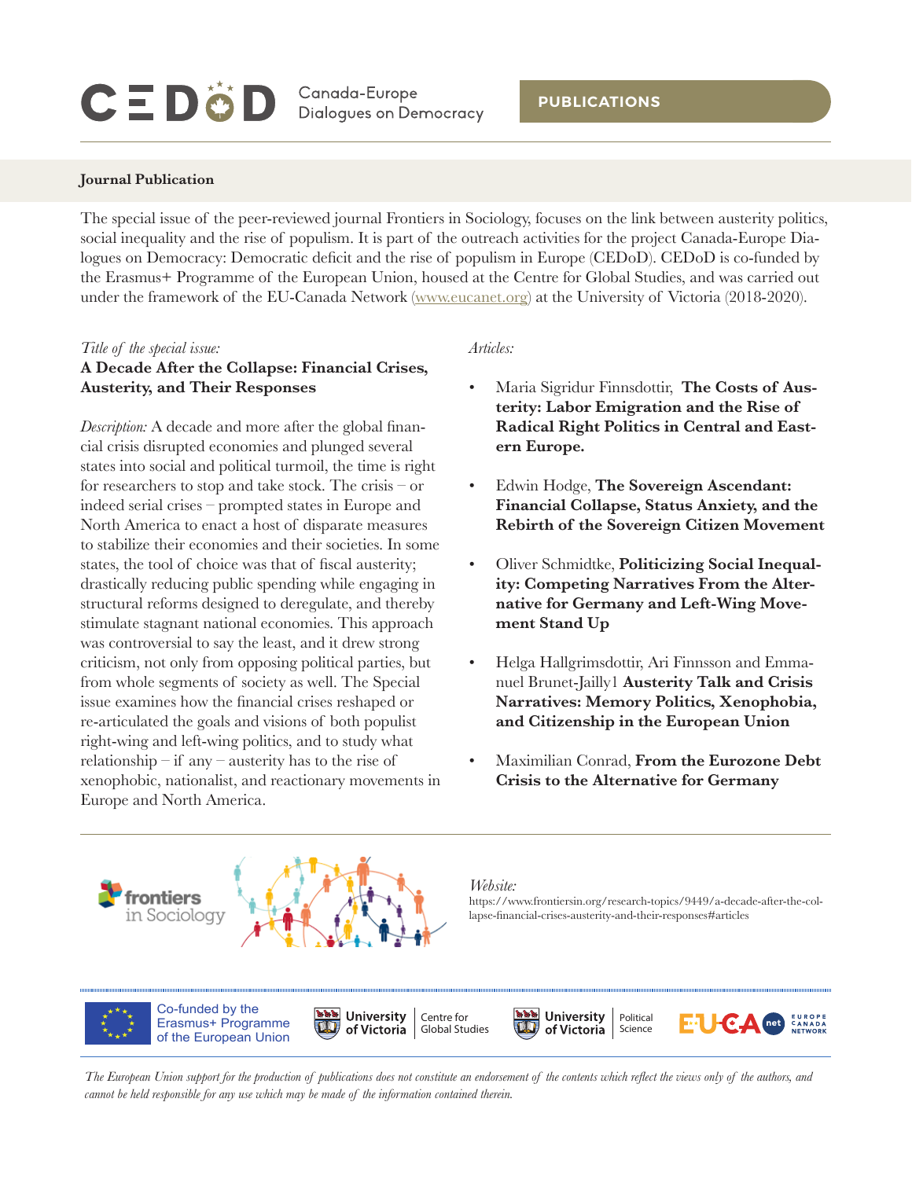CEDoD Canada-Europe Dialogues on Democracy

**PUBLICATIONS**

## Journal Publication

The special issue of the peer-reviewed journal Frontiers in Sociology, focuses on the link between austerity politics, social inequality and the rise of populism. It is part of the outreach activities for the project Canada-Europe Dialogues on Democracy: Democratic deficit and the rise of populism in Europe (CEDoD). CEDoD is co-funded by the Erasmus+ Programme of the European Union, housed at the Centre for Global Studies, and was carried out under the framework of the EU-Canada Network (www.eucanet.org) at the University of Victoria (2018-2020).

*Title of the special issue:*

**A Decade After the Collapse: Financial Crises, Austerity, and Their Responses**

*Description:* A decade and more after the global financial crisis disrupted economies and plunged several states into social and political turmoil, the time is right for researchers to stop and take stock. The crisis – or indeed serial crises – prompted states in Europe and North America to enact a host of disparate measures to stabilize their economies and their societies. In some states, the tool of choice was that of fiscal austerity; drastically reducing public spending while engaging in structural reforms designed to deregulate, and thereby stimulate stagnant national economies. This approach was controversial to say the least, and it drew strong criticism, not only from opposing political parties, but from whole segments of society as well. The Special issue examines how the financial crises reshaped or re-articulated the goals and visions of both populist right-wing and left-wing politics, and to study what relationship – if any – austerity has to the rise of xenophobic, nationalist, and reactionary movements in Europe and North America.

*Articles:*

- Maria Sigridur Finnsdottir, **The Costs of Austerity: Labor Emigration and the Rise of Radical Right Politics in Central and Eastern Europe.**
- Edwin Hodge, **The Sovereign Ascendant: Financial Collapse, Status Anxiety, and the Rebirth of the Sovereign Citizen Movement**
- Oliver Schmidtke, **Politicizing Social Inequality: Competing Narratives From the Alternative for Germany and Left-Wing Movement Stand Up**
- Helga Hallgrimsdottir, Ari Finnsson and Emmanuel Brunet-Jailly1 **Austerity Talk and Crisis Narratives: Memory Politics, Xenophobia, and Citizenship in the European Union**
- Maximilian Conrad, **From the Eurozone Debt Crisis to the Alternative for Germany**

frontiers in Sociology

*Website:*

https://www.frontiersin.org/research-topics/9449/a-decade-after-the-collapse-financial-crises-austerity-and-their-responses#articles

Co-funded by the Erasmus+ Programme of the European Union | University of Victoria Centre for Global Studies | University of Victoria Political Science | EU-CA net Europe Canada Network

*The European Union support for the production of publications does not constitute an endorsement of the contents which reflect the views only of the authors, and cannot be held responsible for any use which may be made of the information contained therein.*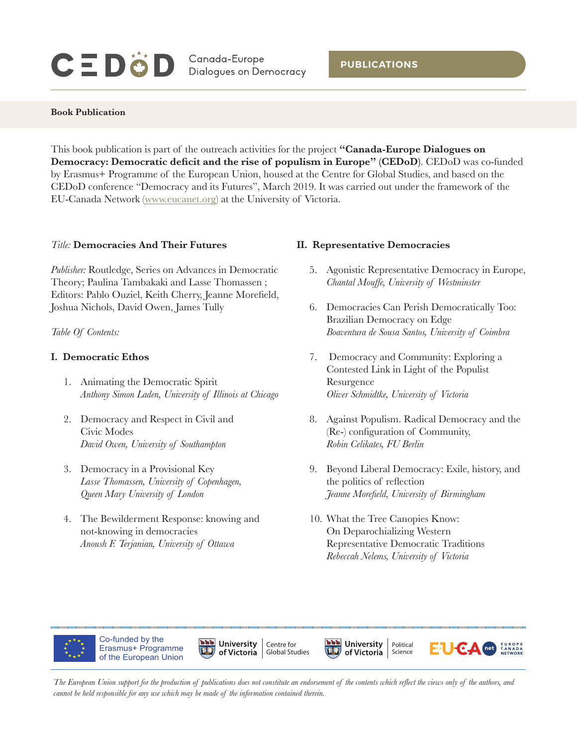CEDoD Canada-Europe Dialogues on Democracy

PUBLICATIONS

**Book Publication**

This book publication is part of the outreach activities for the project **"Canada-Europe Dialogues on Democracy: Democratic deficit and the rise of populism in Europe" (CEDoD)**. CEDoD was co-funded by Erasmus+ Programme of the European Union, housed at the Centre for Global Studies, and based on the CEDoD conference "Democracy and its Futures", March 2019. It was carried out under the framework of the EU-Canada Network (www.eucanet.org) at the University of Victoria.

*Title:* **Democracies And Their Futures**

*Publisher:* Routledge, Series on Advances in Democratic Theory; Paulina Tambakaki and Lasse Thomassen ; Editors: Pablo Ouziel, Keith Cherry, Jeanne Morefield, Joshua Nichols, David Owen, James Tully

*Table Of Contents:*

**I. Democratic Ethos**

1. Animating the Democratic Spirit
   *Anthony Simon Laden, University of Illinois at Chicago*
2. Democracy and Respect in Civil and Civic Modes
   *David Owen, University of Southampton*
3. Democracy in a Provisional Key
   *Lasse Thomassen, University of Copenhagen, Queen Mary University of London*
4. The Bewilderment Response: knowing and not-knowing in democracies
   *Anoush F. Terjanian, University of Ottawa*

**II. Representative Democracies**

5. Agonistic Representative Democracy in Europe,
   *Chantal Mouffe, University of Westminster*
6. Democracies Can Perish Democratically Too: Brazilian Democracy on Edge
   *Boaventura de Sousa Santos, University of Coimbra*
7. Democracy and Community: Exploring a Contested Link in Light of the Populist Resurgence
   *Oliver Schmidtke, University of Victoria*
8. Against Populism. Radical Democracy and the (Re-) configuration of Community,
   *Robin Celikates, FU Berlin*
9. Beyond Liberal Democracy: Exile, history, and the politics of reflection
   *Jeanne Morefield, University of Birmingham*
10. What the Tree Canopies Know: On Deparochializing Western Representative Democratic Traditions
    *Rebeccah Nelems, University of Victoria*

Co-funded by the Erasmus+ Programme of the European Union | University of Victoria Centre for Global Studies | University of Victoria Political Science | EUCA net Europe Canada Network

*The European Union support for the production of publications does not constitute an endorsement of the contents which reflect the views only of the authors, and cannot be held responsible for any use which may be made of the information contained therein.*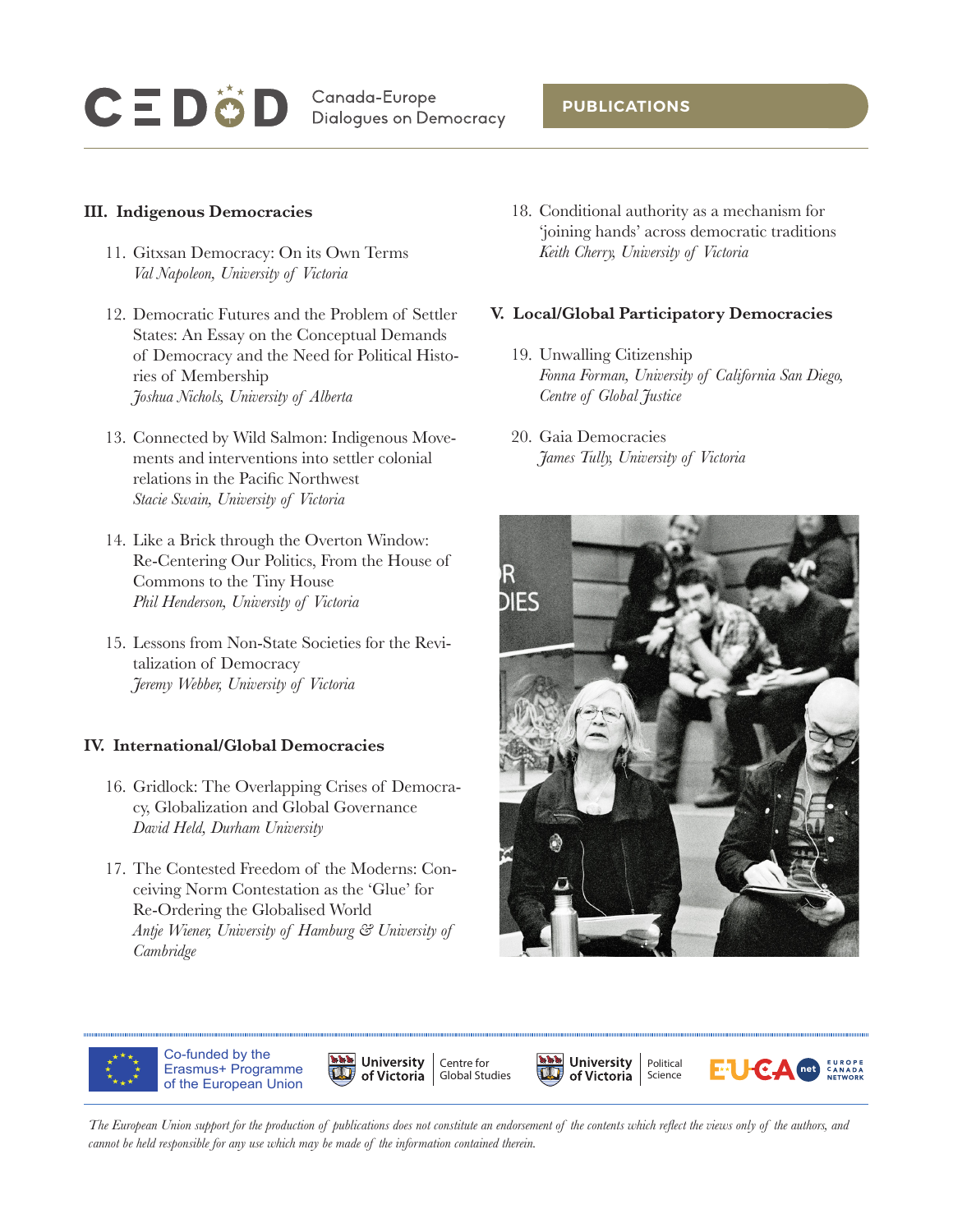## III. Indigenous Democracies

11. Gitxsan Democracy: On its Own Terms
    *Val Napoleon, University of Victoria*

12. Democratic Futures and the Problem of Settler States: An Essay on the Conceptual Demands of Democracy and the Need for Political Histories of Membership
    *Joshua Nichols, University of Alberta*

13. Connected by Wild Salmon: Indigenous Movements and interventions into settler colonial relations in the Pacific Northwest
    *Stacie Swain, University of Victoria*

14. Like a Brick through the Overton Window: Re-Centering Our Politics, From the House of Commons to the Tiny House
    *Phil Henderson, University of Victoria*

15. Lessons from Non-State Societies for the Revitalization of Democracy
    *Jeremy Webber, University of Victoria*

## IV. International/Global Democracies

16. Gridlock: The Overlapping Crises of Democracy, Globalization and Global Governance
    *David Held, Durham University*

17. The Contested Freedom of the Moderns: Conceiving Norm Contestation as the 'Glue' for Re-Ordering the Globalised World
    *Antje Wiener, University of Hamburg & University of Cambridge*

18. Conditional authority as a mechanism for 'joining hands' across democratic traditions
    *Keith Cherry, University of Victoria*

## V. Local/Global Participatory Democracies

19. Unwalling Citizenship
    *Fonna Forman, University of California San Diego, Centre of Global Justice*

20. Gaia Democracies
    *James Tully, University of Victoria*

Co-funded by the Erasmus+ Programme of the European Union

University of Victoria — Centre for Global Studies

University of Victoria — Political Science

EUCA net — Europe Canada Network

*The European Union support for the production of publications does not constitute an endorsement of the contents which reflect the views only of the authors, and cannot be held responsible for any use which may be made of the information contained therein.*